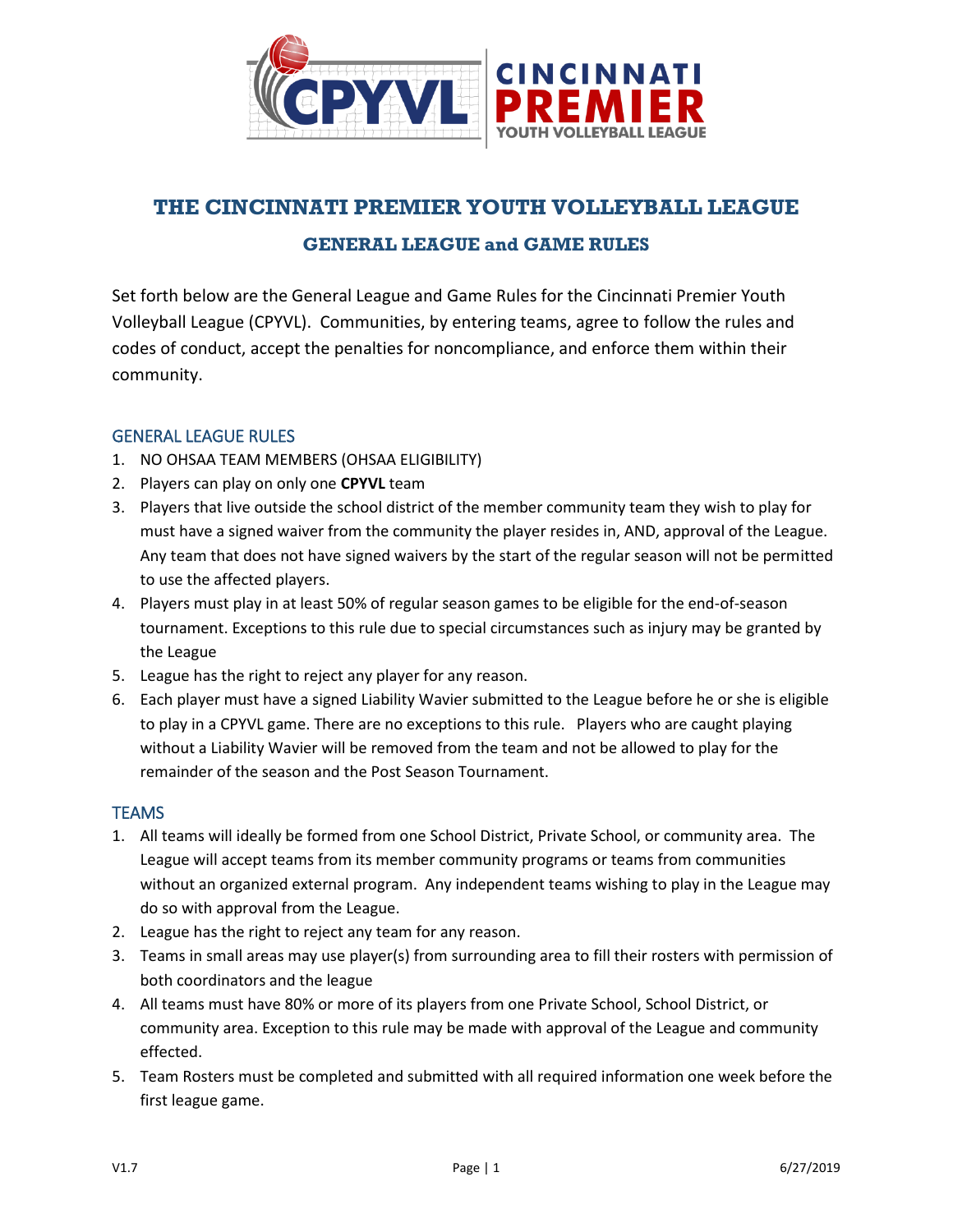# THE CINCINNATI PREMIER YOUTH VOLLEYBALL LEAGUE

## GENERAL LEAGUE and GAME RULES

Set forth below are the General League and Game Rules for the Cincinnati Premier Youth Volleyball League (CPYVL). Communities, by entering teams, agree to follow the rules and codes of conduct, accept the penalties for noncompliance, and enforce them within their community.

### GENERAL LEAGUE RULES

1. NO OHSAA TEAM MEMBERS (OHSAA ELIGIBILITY)
2. Players can play on only one **CPYVL** team
3. Players that live outside the school district of the member community team they wish to play for must have a signed waiver from the community the player resides in, AND, approval of the League. Any team that does not have signed waivers by the start of the regular season will not be permitted to use the affected players.
4. Players must play in at least 50% of regular season games to be eligible for the end-of-season tournament. Exceptions to this rule due to special circumstances such as injury may be granted by the League
5. League has the right to reject any player for any reason.
6. Each player must have a signed Liability Wavier submitted to the League before he or she is eligible to play in a CPYVL game. There are no exceptions to this rule. Players who are caught playing without a Liability Wavier will be removed from the team and not be allowed to play for the remainder of the season and the Post Season Tournament.

### TEAMS

1. All teams will ideally be formed from one School District, Private School, or community area. The League will accept teams from its member community programs or teams from communities without an organized external program. Any independent teams wishing to play in the League may do so with approval from the League.
2. League has the right to reject any team for any reason.
3. Teams in small areas may use player(s) from surrounding area to fill their rosters with permission of both coordinators and the league
4. All teams must have 80% or more of its players from one Private School, School District, or community area. Exception to this rule may be made with approval of the League and community effected.
5. Team Rosters must be completed and submitted with all required information one week before the first league game.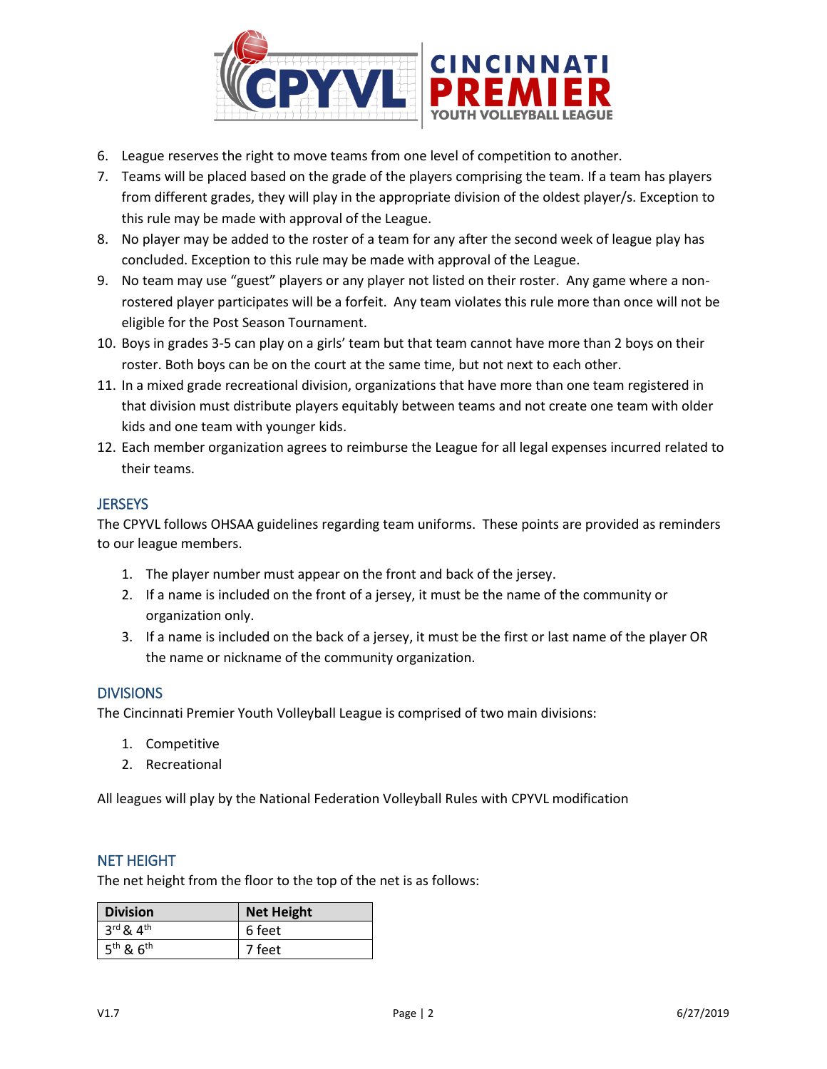6. League reserves the right to move teams from one level of competition to another.
7. Teams will be placed based on the grade of the players comprising the team. If a team has players from different grades, they will play in the appropriate division of the oldest player/s. Exception to this rule may be made with approval of the League.
8. No player may be added to the roster of a team for any after the second week of league play has concluded. Exception to this rule may be made with approval of the League.
9. No team may use "guest" players or any player not listed on their roster. Any game where a non-rostered player participates will be a forfeit. Any team violates this rule more than once will not be eligible for the Post Season Tournament.
10. Boys in grades 3-5 can play on a girls' team but that team cannot have more than 2 boys on their roster. Both boys can be on the court at the same time, but not next to each other.
11. In a mixed grade recreational division, organizations that have more than one team registered in that division must distribute players equitably between teams and not create one team with older kids and one team with younger kids.
12. Each member organization agrees to reimburse the League for all legal expenses incurred related to their teams.

## JERSEYS

The CPYVL follows OHSAA guidelines regarding team uniforms. These points are provided as reminders to our league members.

1. The player number must appear on the front and back of the jersey.
2. If a name is included on the front of a jersey, it must be the name of the community or organization only.
3. If a name is included on the back of a jersey, it must be the first or last name of the player OR the name or nickname of the community organization.

## DIVISIONS

The Cincinnati Premier Youth Volleyball League is comprised of two main divisions:

1. Competitive
2. Recreational

All leagues will play by the National Federation Volleyball Rules with CPYVL modification

## NET HEIGHT

The net height from the floor to the top of the net is as follows:

| Division | Net Height |
|---|---|
| 3rd & 4th | 6 feet |
| 5th & 6th | 7 feet |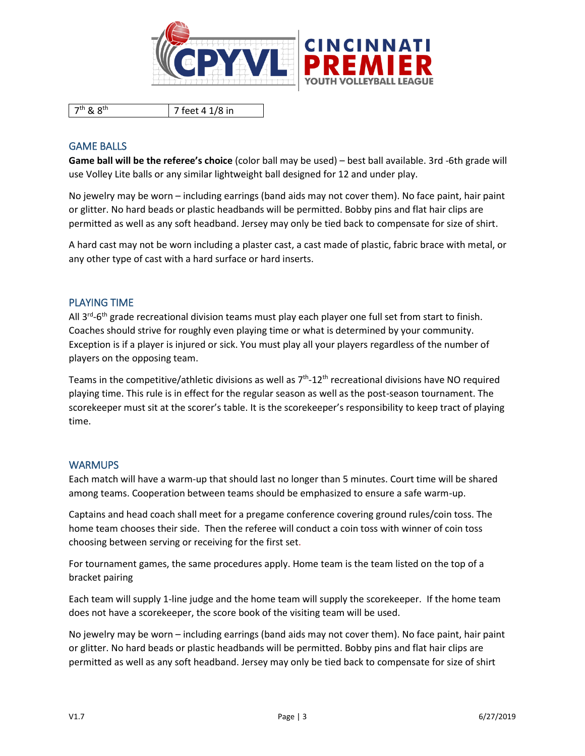| 7th & 8th | 7 feet 4 1/8 in |
|---|---|

## GAME BALLS

**Game ball will be the referee's choice** (color ball may be used) – best ball available. 3rd -6th grade will use Volley Lite balls or any similar lightweight ball designed for 12 and under play.

No jewelry may be worn – including earrings (band aids may not cover them). No face paint, hair paint or glitter. No hard beads or plastic headbands will be permitted. Bobby pins and flat hair clips are permitted as well as any soft headband. Jersey may only be tied back to compensate for size of shirt.

A hard cast may not be worn including a plaster cast, a cast made of plastic, fabric brace with metal, or any other type of cast with a hard surface or hard inserts.

## PLAYING TIME

All 3rd-6th grade recreational division teams must play each player one full set from start to finish. Coaches should strive for roughly even playing time or what is determined by your community. Exception is if a player is injured or sick. You must play all your players regardless of the number of players on the opposing team.

Teams in the competitive/athletic divisions as well as 7th-12th recreational divisions have NO required playing time. This rule is in effect for the regular season as well as the post-season tournament. The scorekeeper must sit at the scorer's table. It is the scorekeeper's responsibility to keep tract of playing time.

## WARMUPS

Each match will have a warm-up that should last no longer than 5 minutes. Court time will be shared among teams. Cooperation between teams should be emphasized to ensure a safe warm-up.

Captains and head coach shall meet for a pregame conference covering ground rules/coin toss. The home team chooses their side. Then the referee will conduct a coin toss with winner of coin toss choosing between serving or receiving for the first set.

For tournament games, the same procedures apply. Home team is the team listed on the top of a bracket pairing

Each team will supply 1-line judge and the home team will supply the scorekeeper. If the home team does not have a scorekeeper, the score book of the visiting team will be used.

No jewelry may be worn – including earrings (band aids may not cover them). No face paint, hair paint or glitter. No hard beads or plastic headbands will be permitted. Bobby pins and flat hair clips are permitted as well as any soft headband. Jersey may only be tied back to compensate for size of shirt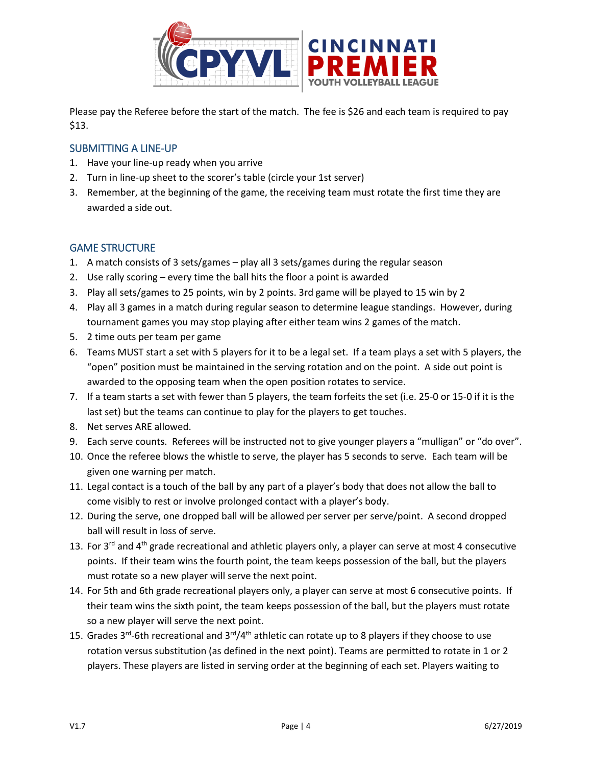Please pay the Referee before the start of the match. The fee is $26 and each team is required to pay $13.

## SUBMITTING A LINE-UP

1. Have your line-up ready when you arrive
2. Turn in line-up sheet to the scorer's table (circle your 1st server)
3. Remember, at the beginning of the game, the receiving team must rotate the first time they are awarded a side out.

## GAME STRUCTURE

1. A match consists of 3 sets/games – play all 3 sets/games during the regular season
2. Use rally scoring – every time the ball hits the floor a point is awarded
3. Play all sets/games to 25 points, win by 2 points. 3rd game will be played to 15 win by 2
4. Play all 3 games in a match during regular season to determine league standings. However, during tournament games you may stop playing after either team wins 2 games of the match.
5. 2 time outs per team per game
6. Teams MUST start a set with 5 players for it to be a legal set. If a team plays a set with 5 players, the "open" position must be maintained in the serving rotation and on the point. A side out point is awarded to the opposing team when the open position rotates to service.
7. If a team starts a set with fewer than 5 players, the team forfeits the set (i.e. 25-0 or 15-0 if it is the last set) but the teams can continue to play for the players to get touches.
8. Net serves ARE allowed.
9. Each serve counts. Referees will be instructed not to give younger players a "mulligan" or "do over".
10. Once the referee blows the whistle to serve, the player has 5 seconds to serve. Each team will be given one warning per match.
11. Legal contact is a touch of the ball by any part of a player's body that does not allow the ball to come visibly to rest or involve prolonged contact with a player's body.
12. During the serve, one dropped ball will be allowed per server per serve/point. A second dropped ball will result in loss of serve.
13. For 3rd and 4th grade recreational and athletic players only, a player can serve at most 4 consecutive points. If their team wins the fourth point, the team keeps possession of the ball, but the players must rotate so a new player will serve the next point.
14. For 5th and 6th grade recreational players only, a player can serve at most 6 consecutive points. If their team wins the sixth point, the team keeps possession of the ball, but the players must rotate so a new player will serve the next point.
15. Grades 3rd-6th recreational and 3rd/4th athletic can rotate up to 8 players if they choose to use rotation versus substitution (as defined in the next point). Teams are permitted to rotate in 1 or 2 players. These players are listed in serving order at the beginning of each set. Players waiting to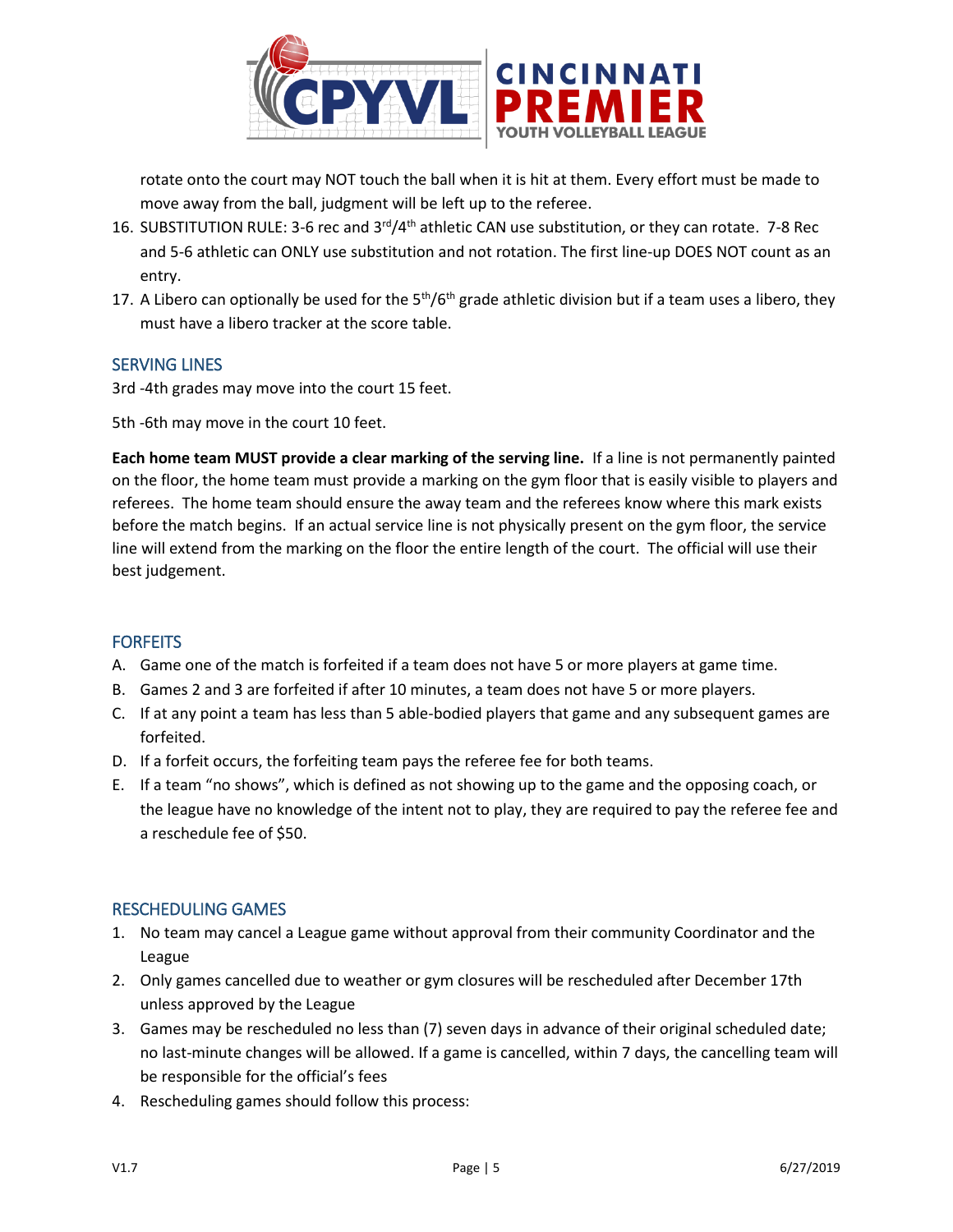rotate onto the court may NOT touch the ball when it is hit at them. Every effort must be made to move away from the ball, judgment will be left up to the referee.

16. SUBSTITUTION RULE: 3-6 rec and 3rd/4th athletic CAN use substitution, or they can rotate. 7-8 Rec and 5-6 athletic can ONLY use substitution and not rotation. The first line-up DOES NOT count as an entry.
17. A Libero can optionally be used for the 5th/6th grade athletic division but if a team uses a libero, they must have a libero tracker at the score table.

## SERVING LINES

3rd -4th grades may move into the court 15 feet.

5th -6th may move in the court 10 feet.

**Each home team MUST provide a clear marking of the serving line.** If a line is not permanently painted on the floor, the home team must provide a marking on the gym floor that is easily visible to players and referees. The home team should ensure the away team and the referees know where this mark exists before the match begins. If an actual service line is not physically present on the gym floor, the service line will extend from the marking on the floor the entire length of the court. The official will use their best judgement.

## FORFEITS

A. Game one of the match is forfeited if a team does not have 5 or more players at game time.
B. Games 2 and 3 are forfeited if after 10 minutes, a team does not have 5 or more players.
C. If at any point a team has less than 5 able-bodied players that game and any subsequent games are forfeited.
D. If a forfeit occurs, the forfeiting team pays the referee fee for both teams.
E. If a team "no shows", which is defined as not showing up to the game and the opposing coach, or the league have no knowledge of the intent not to play, they are required to pay the referee fee and a reschedule fee of $50.

## RESCHEDULING GAMES

1. No team may cancel a League game without approval from their community Coordinator and the League
2. Only games cancelled due to weather or gym closures will be rescheduled after December 17th unless approved by the League
3. Games may be rescheduled no less than (7) seven days in advance of their original scheduled date; no last-minute changes will be allowed. If a game is cancelled, within 7 days, the cancelling team will be responsible for the official's fees
4. Rescheduling games should follow this process: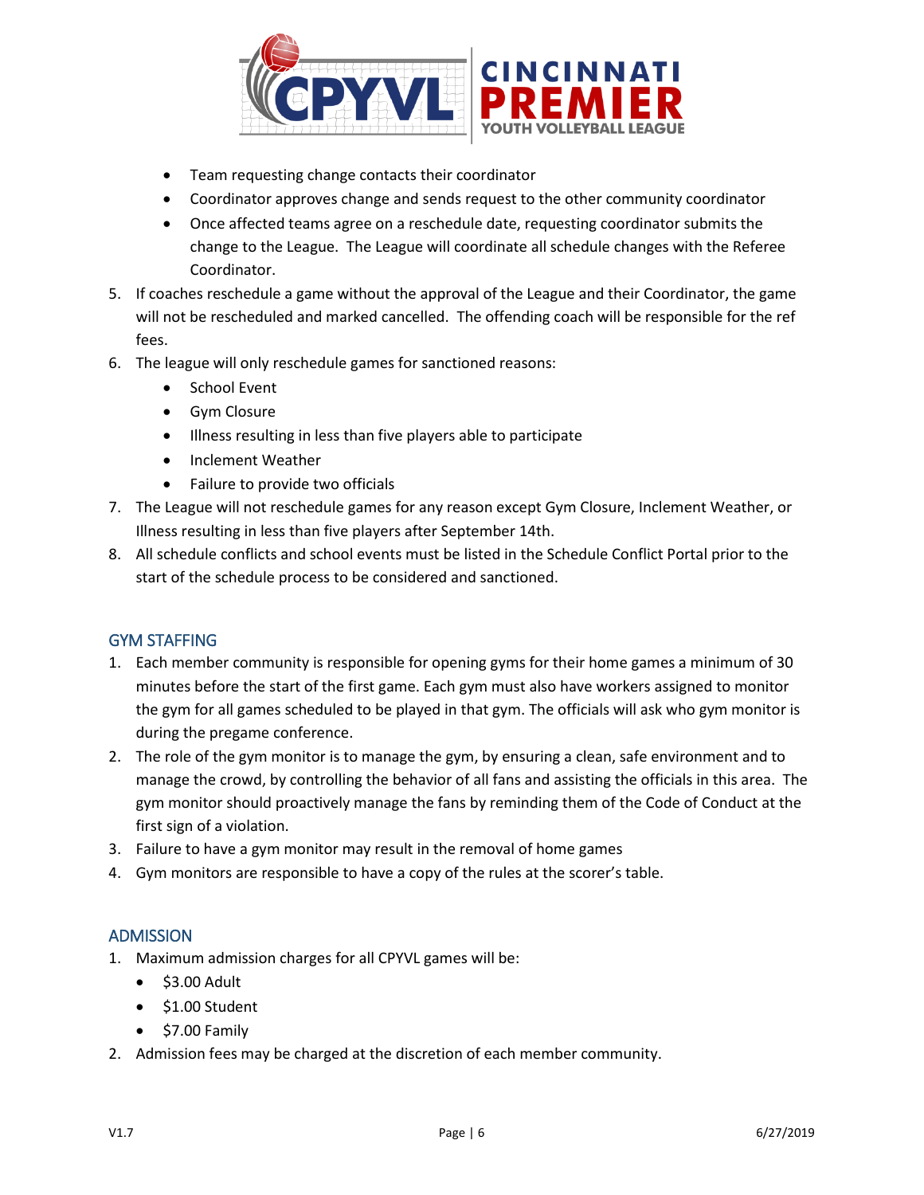- Team requesting change contacts their coordinator
- Coordinator approves change and sends request to the other community coordinator
- Once affected teams agree on a reschedule date, requesting coordinator submits the change to the League. The League will coordinate all schedule changes with the Referee Coordinator.

5. If coaches reschedule a game without the approval of the League and their Coordinator, the game will not be rescheduled and marked cancelled. The offending coach will be responsible for the ref fees.
6. The league will only reschedule games for sanctioned reasons:
   - School Event
   - Gym Closure
   - Illness resulting in less than five players able to participate
   - Inclement Weather
   - Failure to provide two officials
7. The League will not reschedule games for any reason except Gym Closure, Inclement Weather, or Illness resulting in less than five players after September 14th.
8. All schedule conflicts and school events must be listed in the Schedule Conflict Portal prior to the start of the schedule process to be considered and sanctioned.

## GYM STAFFING

1. Each member community is responsible for opening gyms for their home games a minimum of 30 minutes before the start of the first game. Each gym must also have workers assigned to monitor the gym for all games scheduled to be played in that gym. The officials will ask who gym monitor is during the pregame conference.
2. The role of the gym monitor is to manage the gym, by ensuring a clean, safe environment and to manage the crowd, by controlling the behavior of all fans and assisting the officials in this area. The gym monitor should proactively manage the fans by reminding them of the Code of Conduct at the first sign of a violation.
3. Failure to have a gym monitor may result in the removal of home games
4. Gym monitors are responsible to have a copy of the rules at the scorer's table.

## ADMISSION

1. Maximum admission charges for all CPYVL games will be:
   - $3.00 Adult
   - $1.00 Student
   - $7.00 Family
2. Admission fees may be charged at the discretion of each member community.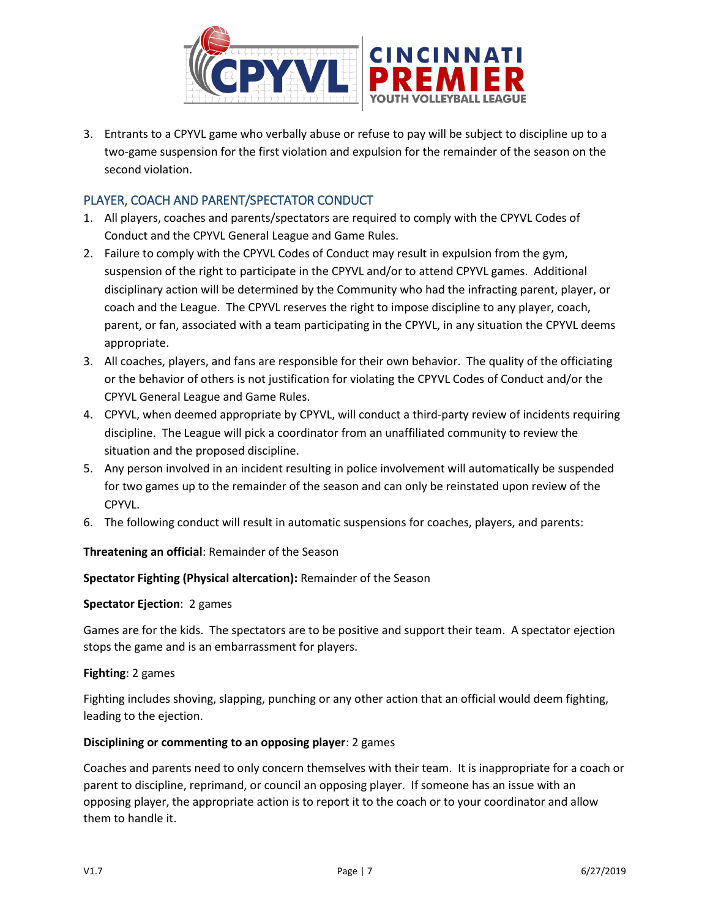3. Entrants to a CPYVL game who verbally abuse or refuse to pay will be subject to discipline up to a two-game suspension for the first violation and expulsion for the remainder of the season on the second violation.

## PLAYER, COACH AND PARENT/SPECTATOR CONDUCT

1. All players, coaches and parents/spectators are required to comply with the CPYVL Codes of Conduct and the CPYVL General League and Game Rules.
2. Failure to comply with the CPYVL Codes of Conduct may result in expulsion from the gym, suspension of the right to participate in the CPYVL and/or to attend CPYVL games. Additional disciplinary action will be determined by the Community who had the infracting parent, player, or coach and the League. The CPYVL reserves the right to impose discipline to any player, coach, parent, or fan, associated with a team participating in the CPYVL, in any situation the CPYVL deems appropriate.
3. All coaches, players, and fans are responsible for their own behavior. The quality of the officiating or the behavior of others is not justification for violating the CPYVL Codes of Conduct and/or the CPYVL General League and Game Rules.
4. CPYVL, when deemed appropriate by CPYVL, will conduct a third-party review of incidents requiring discipline. The League will pick a coordinator from an unaffiliated community to review the situation and the proposed discipline.
5. Any person involved in an incident resulting in police involvement will automatically be suspended for two games up to the remainder of the season and can only be reinstated upon review of the CPYVL.
6. The following conduct will result in automatic suspensions for coaches, players, and parents:

**Threatening an official**: Remainder of the Season

**Spectator Fighting (Physical altercation):** Remainder of the Season

**Spectator Ejection**: 2 games

Games are for the kids. The spectators are to be positive and support their team. A spectator ejection stops the game and is an embarrassment for players.

**Fighting**: 2 games

Fighting includes shoving, slapping, punching or any other action that an official would deem fighting, leading to the ejection.

**Disciplining or commenting to an opposing player**: 2 games

Coaches and parents need to only concern themselves with their team. It is inappropriate for a coach or parent to discipline, reprimand, or council an opposing player. If someone has an issue with an opposing player, the appropriate action is to report it to the coach or to your coordinator and allow them to handle it.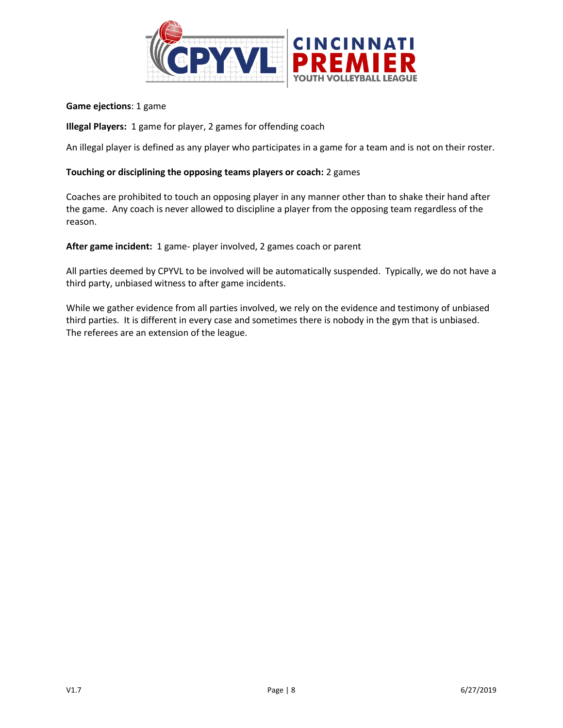**Game ejections**: 1 game

**Illegal Players:** 1 game for player, 2 games for offending coach

An illegal player is defined as any player who participates in a game for a team and is not on their roster.

**Touching or disciplining the opposing teams players or coach:** 2 games

Coaches are prohibited to touch an opposing player in any manner other than to shake their hand after the game. Any coach is never allowed to discipline a player from the opposing team regardless of the reason.

**After game incident:** 1 game- player involved, 2 games coach or parent

All parties deemed by CPYVL to be involved will be automatically suspended. Typically, we do not have a third party, unbiased witness to after game incidents.

While we gather evidence from all parties involved, we rely on the evidence and testimony of unbiased third parties. It is different in every case and sometimes there is nobody in the gym that is unbiased. The referees are an extension of the league.